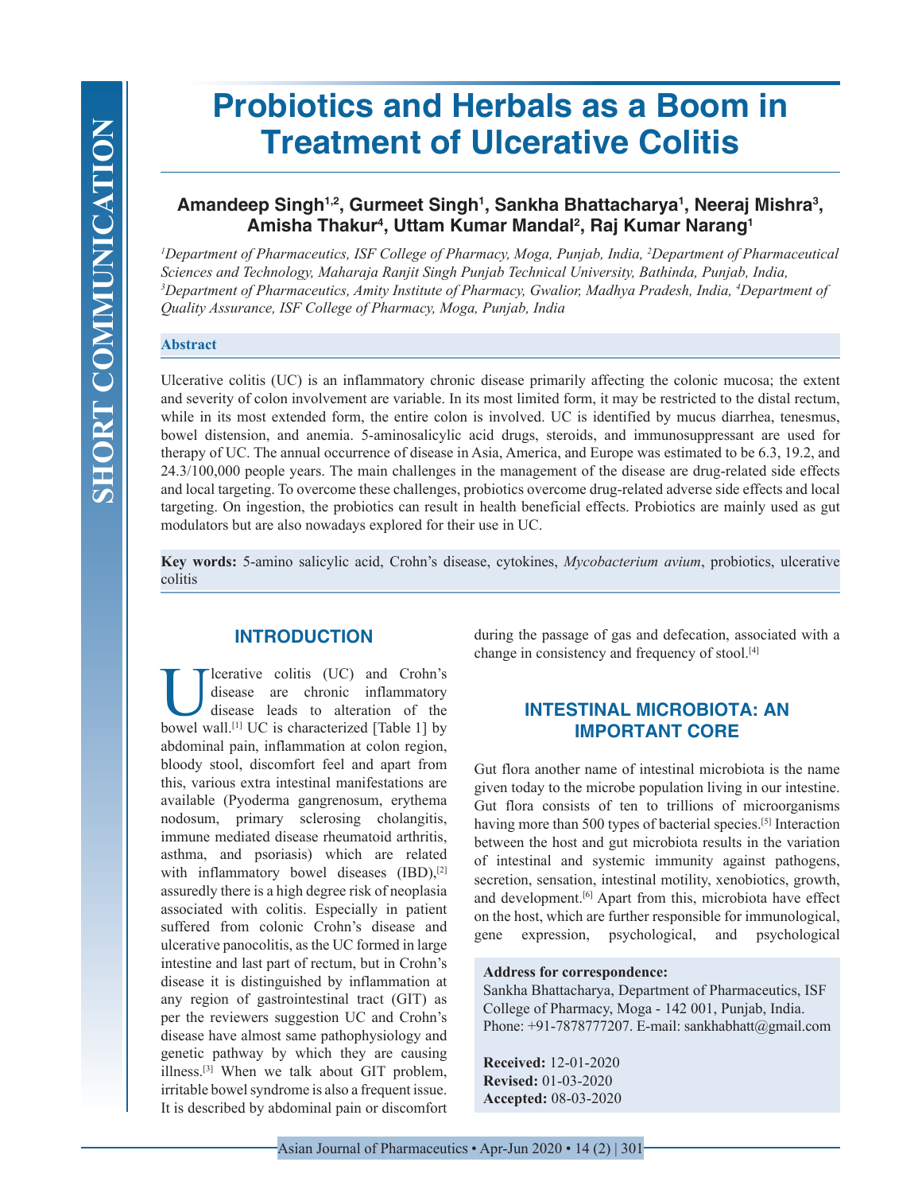SHORT COMMUNICATION

# Probiotics and Herbals as a Boom in Treatment of Ulcerative Colitis

**Amandeep Singh[1,2], Gurmeet Singh[1], Sankha Bhattacharya[1], Neeraj Mishra[3], Amisha Thakur[4], Uttam Kumar Mandal[2], Raj Kumar Narang[1]**

*[1]Department of Pharmaceutics, ISF College of Pharmacy, Moga, Punjab, India, [2]Department of Pharmaceutical Sciences and Technology, Maharaja Ranjit Singh Punjab Technical University, Bathinda, Punjab, India, [3]Department of Pharmaceutics, Amity Institute of Pharmacy, Gwalior, Madhya Pradesh, India, [4]Department of Quality Assurance, ISF College of Pharmacy, Moga, Punjab, India*

## Abstract

Ulcerative colitis (UC) is an inflammatory chronic disease primarily affecting the colonic mucosa; the extent and severity of colon involvement are variable. In its most limited form, it may be restricted to the distal rectum, while in its most extended form, the entire colon is involved. UC is identified by mucus diarrhea, tenesmus, bowel distension, and anemia. 5-aminosalicylic acid drugs, steroids, and immunosuppressant are used for therapy of UC. The annual occurrence of disease in Asia, America, and Europe was estimated to be 6.3, 19.2, and 24.3/100,000 people years. The main challenges in the management of the disease are drug-related side effects and local targeting. To overcome these challenges, probiotics overcome drug-related adverse side effects and local targeting. On ingestion, the probiotics can result in health beneficial effects. Probiotics are mainly used as gut modulators but are also nowadays explored for their use in UC.

**Key words:** 5-amino salicylic acid, Crohn's disease, cytokines, *Mycobacterium avium*, probiotics, ulcerative colitis

## INTRODUCTION

Ulcerative colitis (UC) and Crohn's disease are chronic inflammatory disease leads to alteration of the bowel wall.[1] UC is characterized [Table 1] by abdominal pain, inflammation at colon region, bloody stool, discomfort feel and apart from this, various extra intestinal manifestations are available (Pyoderma gangrenosum, erythema nodosum, primary sclerosing cholangitis, immune mediated disease rheumatoid arthritis, asthma, and psoriasis) which are related with inflammatory bowel diseases (IBD),[2] assuredly there is a high degree risk of neoplasia associated with colitis. Especially in patient suffered from colonic Crohn's disease and ulcerative panocolitis, as the UC formed in large intestine and last part of rectum, but in Crohn's disease it is distinguished by inflammation at any region of gastrointestinal tract (GIT) as per the reviewers suggestion UC and Crohn's disease have almost same pathophysiology and genetic pathway by which they are causing illness.[3] When we talk about GIT problem, irritable bowel syndrome is also a frequent issue. It is described by abdominal pain or discomfort during the passage of gas and defecation, associated with a change in consistency and frequency of stool.[4]

## INTESTINAL MICROBIOTA: AN IMPORTANT CORE

Gut flora another name of intestinal microbiota is the name given today to the microbe population living in our intestine. Gut flora consists of ten to trillions of microorganisms having more than 500 types of bacterial species.[5] Interaction between the host and gut microbiota results in the variation of intestinal and systemic immunity against pathogens, secretion, sensation, intestinal motility, xenobiotics, growth, and development.[6] Apart from this, microbiota have effect on the host, which are further responsible for immunological, gene expression, psychological, and psychological

**Address for correspondence:**
Sankha Bhattacharya, Department of Pharmaceutics, ISF College of Pharmacy, Moga - 142 001, Punjab, India.
Phone: +91-7878777207. E-mail: sankhabhatt@gmail.com

**Received:** 12-01-2020
**Revised:** 01-03-2020
**Accepted:** 08-03-2020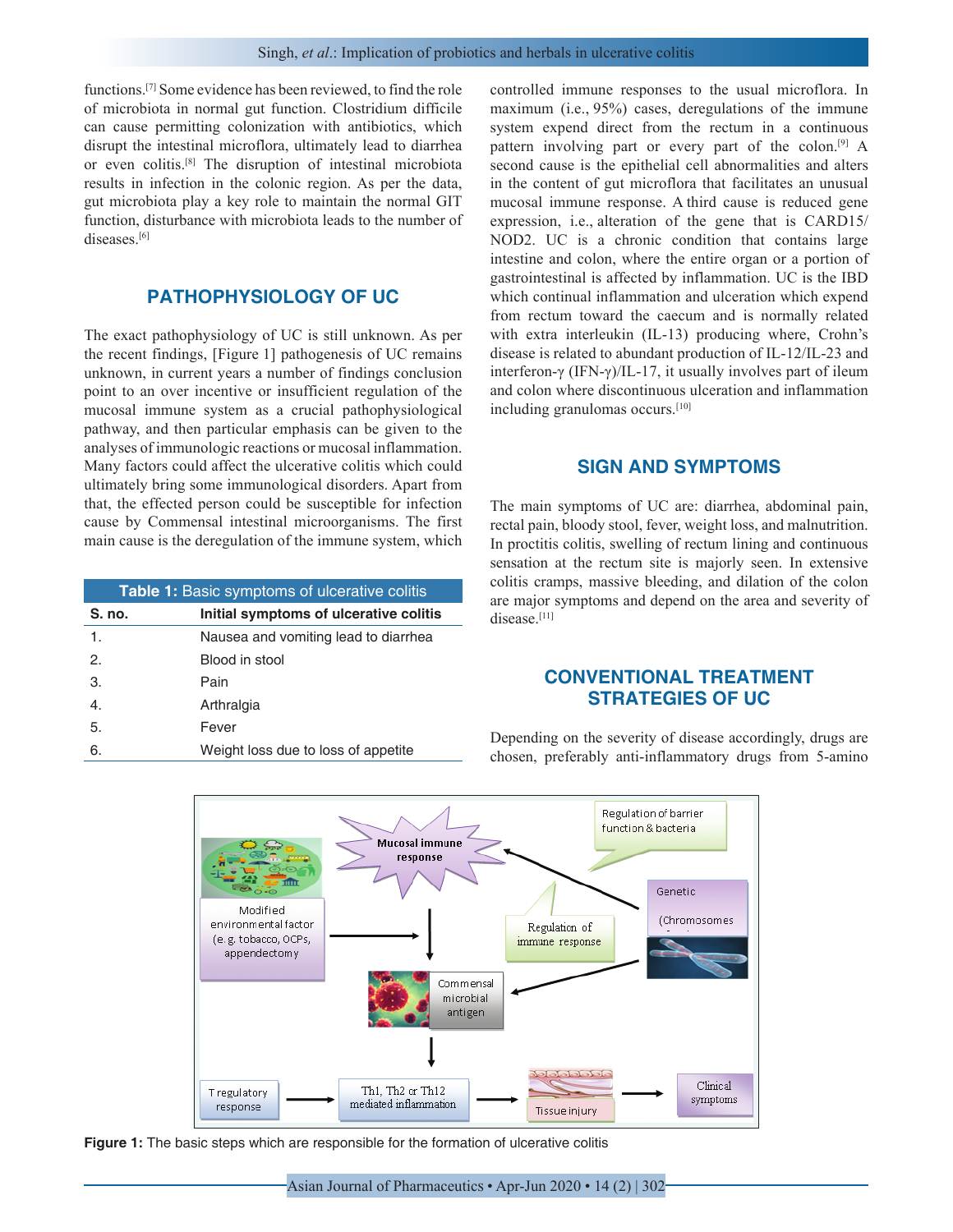functions.[7] Some evidence has been reviewed, to find the role of microbiota in normal gut function. Clostridium difficile can cause permitting colonization with antibiotics, which disrupt the intestinal microflora, ultimately lead to diarrhea or even colitis.[8] The disruption of intestinal microbiota results in infection in the colonic region. As per the data, gut microbiota play a key role to maintain the normal GIT function, disturbance with microbiota leads to the number of diseases.[6]

## PATHOPHYSIOLOGY OF UC

The exact pathophysiology of UC is still unknown. As per the recent findings, [Figure 1] pathogenesis of UC remains unknown, in current years a number of findings conclusion point to an over incentive or insufficient regulation of the mucosal immune system as a crucial pathophysiological pathway, and then particular emphasis can be given to the analyses of immunologic reactions or mucosal inflammation. Many factors could affect the ulcerative colitis which could ultimately bring some immunological disorders. Apart from that, the effected person could be susceptible for infection cause by Commensal intestinal microorganisms. The first main cause is the deregulation of the immune system, which controlled immune responses to the usual microflora. In maximum (i.e., 95%) cases, deregulations of the immune system expend direct from the rectum in a continuous pattern involving part or every part of the colon.[9] A second cause is the epithelial cell abnormalities and alters in the content of gut microflora that facilitates an unusual mucosal immune response. A third cause is reduced gene expression, i.e., alteration of the gene that is CARD15/NOD2. UC is a chronic condition that contains large intestine and colon, where the entire organ or a portion of gastrointestinal is affected by inflammation. UC is the IBD which continual inflammation and ulceration which expend from rectum toward the caecum and is normally related with extra interleukin (IL-13) producing where, Crohn's disease is related to abundant production of IL-12/IL-23 and interferon-γ (IFN-γ)/IL-17, it usually involves part of ileum and colon where discontinuous ulceration and inflammation including granulomas occurs.[10]

**Table 1:** Basic symptoms of ulcerative colitis

| S. no. | Initial symptoms of ulcerative colitis |
|---|---|
| 1. | Nausea and vomiting lead to diarrhea |
| 2. | Blood in stool |
| 3. | Pain |
| 4. | Arthralgia |
| 5. | Fever |
| 6. | Weight loss due to loss of appetite |

## SIGN AND SYMPTOMS

The main symptoms of UC are: diarrhea, abdominal pain, rectal pain, bloody stool, fever, weight loss, and malnutrition. In proctitis colitis, swelling of rectum lining and continuous sensation at the rectum site is majorly seen. In extensive colitis cramps, massive bleeding, and dilation of the colon are major symptoms and depend on the area and severity of disease.[11]

## CONVENTIONAL TREATMENT STRATEGIES OF UC

Depending on the severity of disease accordingly, drugs are chosen, preferably anti-inflammatory drugs from 5-amino

**Figure 1:** The basic steps which are responsible for the formation of ulcerative colitis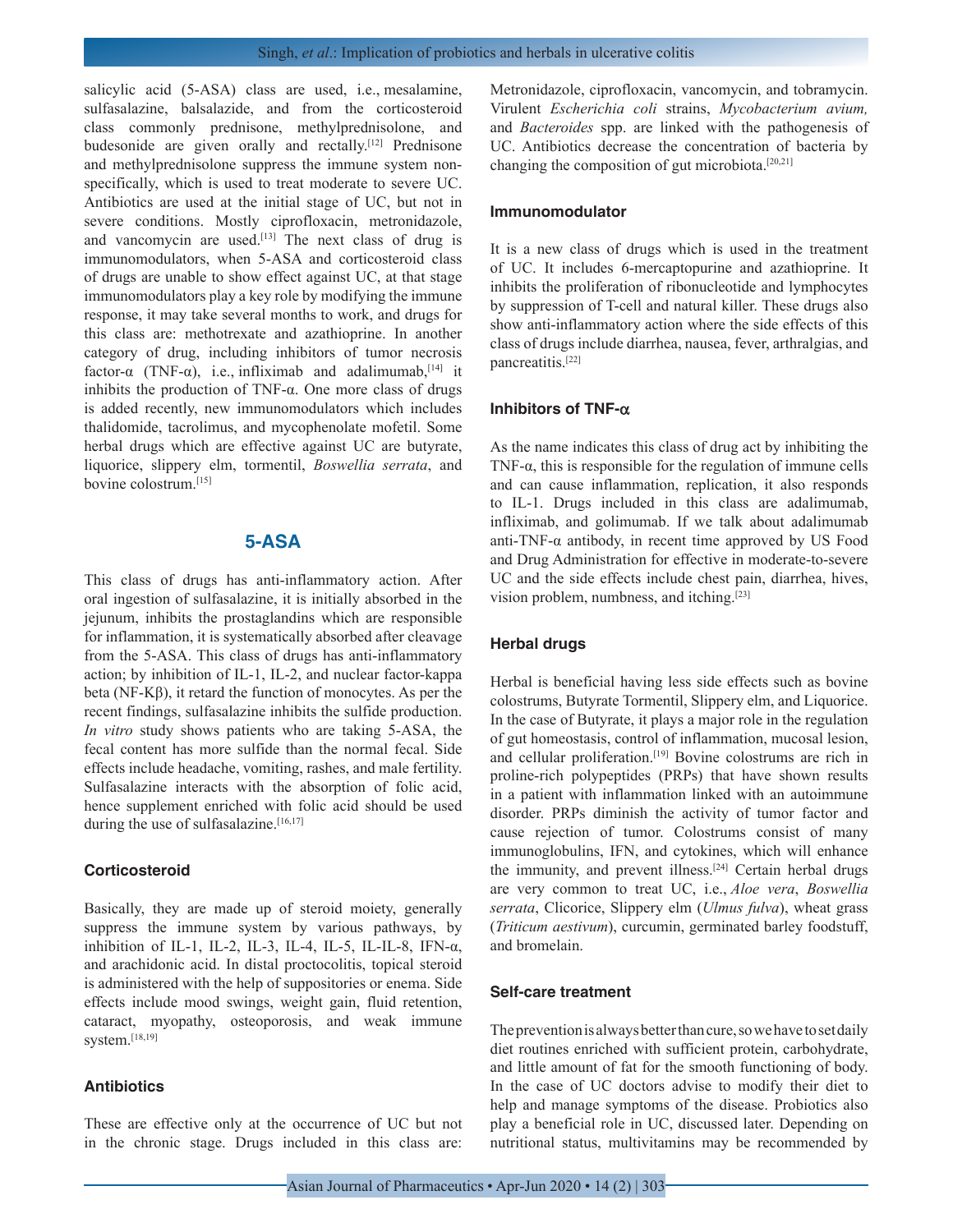salicylic acid (5-ASA) class are used, i.e., mesalamine, sulfasalazine, balsalazide, and from the corticosteroid class commonly prednisone, methylprednisolone, and budesonide are given orally and rectally.[12] Prednisone and methylprednisolone suppress the immune system non-specifically, which is used to treat moderate to severe UC. Antibiotics are used at the initial stage of UC, but not in severe conditions. Mostly ciprofloxacin, metronidazole, and vancomycin are used.[13] The next class of drug is immunomodulators, when 5-ASA and corticosteroid class of drugs are unable to show effect against UC, at that stage immunomodulators play a key role by modifying the immune response, it may take several months to work, and drugs for this class are: methotrexate and azathioprine. In another category of drug, including inhibitors of tumor necrosis factor-α (TNF-α), i.e., infliximab and adalimumab,[14] it inhibits the production of TNF-α. One more class of drugs is added recently, new immunomodulators which includes thalidomide, tacrolimus, and mycophenolate mofetil. Some herbal drugs which are effective against UC are butyrate, liquorice, slippery elm, tormentil, *Boswellia serrata*, and bovine colostrum.[15]

## 5-ASA

This class of drugs has anti-inflammatory action. After oral ingestion of sulfasalazine, it is initially absorbed in the jejunum, inhibits the prostaglandins which are responsible for inflammation, it is systematically absorbed after cleavage from the 5-ASA. This class of drugs has anti-inflammatory action; by inhibition of IL-1, IL-2, and nuclear factor-kappa beta (NF-Kβ), it retard the function of monocytes. As per the recent findings, sulfasalazine inhibits the sulfide production. *In vitro* study shows patients who are taking 5-ASA, the fecal content has more sulfide than the normal fecal. Side effects include headache, vomiting, rashes, and male fertility. Sulfasalazine interacts with the absorption of folic acid, hence supplement enriched with folic acid should be used during the use of sulfasalazine.[16,17]

### Corticosteroid

Basically, they are made up of steroid moiety, generally suppress the immune system by various pathways, by inhibition of IL-1, IL-2, IL-3, IL-4, IL-5, IL-IL-8, IFN-α, and arachidonic acid. In distal proctocolitis, topical steroid is administered with the help of suppositories or enema. Side effects include mood swings, weight gain, fluid retention, cataract, myopathy, osteoporosis, and weak immune system.[18,19]

### Antibiotics

These are effective only at the occurrence of UC but not in the chronic stage. Drugs included in this class are: Metronidazole, ciprofloxacin, vancomycin, and tobramycin. Virulent *Escherichia coli* strains, *Mycobacterium avium,* and *Bacteroides* spp. are linked with the pathogenesis of UC. Antibiotics decrease the concentration of bacteria by changing the composition of gut microbiota.[20,21]

### Immunomodulator

It is a new class of drugs which is used in the treatment of UC. It includes 6-mercaptopurine and azathioprine. It inhibits the proliferation of ribonucleotide and lymphocytes by suppression of T-cell and natural killer. These drugs also show anti-inflammatory action where the side effects of this class of drugs include diarrhea, nausea, fever, arthralgias, and pancreatitis.[22]

### Inhibitors of TNF-α

As the name indicates this class of drug act by inhibiting the TNF-α, this is responsible for the regulation of immune cells and can cause inflammation, replication, it also responds to IL-1. Drugs included in this class are adalimumab, infliximab, and golimumab. If we talk about adalimumab anti-TNF-α antibody, in recent time approved by US Food and Drug Administration for effective in moderate-to-severe UC and the side effects include chest pain, diarrhea, hives, vision problem, numbness, and itching.[23]

### Herbal drugs

Herbal is beneficial having less side effects such as bovine colostrums, Butyrate Tormentil, Slippery elm, and Liquorice. In the case of Butyrate, it plays a major role in the regulation of gut homeostasis, control of inflammation, mucosal lesion, and cellular proliferation.[19] Bovine colostrums are rich in proline-rich polypeptides (PRPs) that have shown results in a patient with inflammation linked with an autoimmune disorder. PRPs diminish the activity of tumor factor and cause rejection of tumor. Colostrums consist of many immunoglobulins, IFN, and cytokines, which will enhance the immunity, and prevent illness.[24] Certain herbal drugs are very common to treat UC, i.e., *Aloe vera*, *Boswellia serrata*, Clicorice, Slippery elm (*Ulmus fulva*), wheat grass (*Triticum aestivum*), curcumin, germinated barley foodstuff, and bromelain.

### Self-care treatment

The prevention is always better than cure, so we have to set daily diet routines enriched with sufficient protein, carbohydrate, and little amount of fat for the smooth functioning of body. In the case of UC doctors advise to modify their diet to help and manage symptoms of the disease. Probiotics also play a beneficial role in UC, discussed later. Depending on nutritional status, multivitamins may be recommended by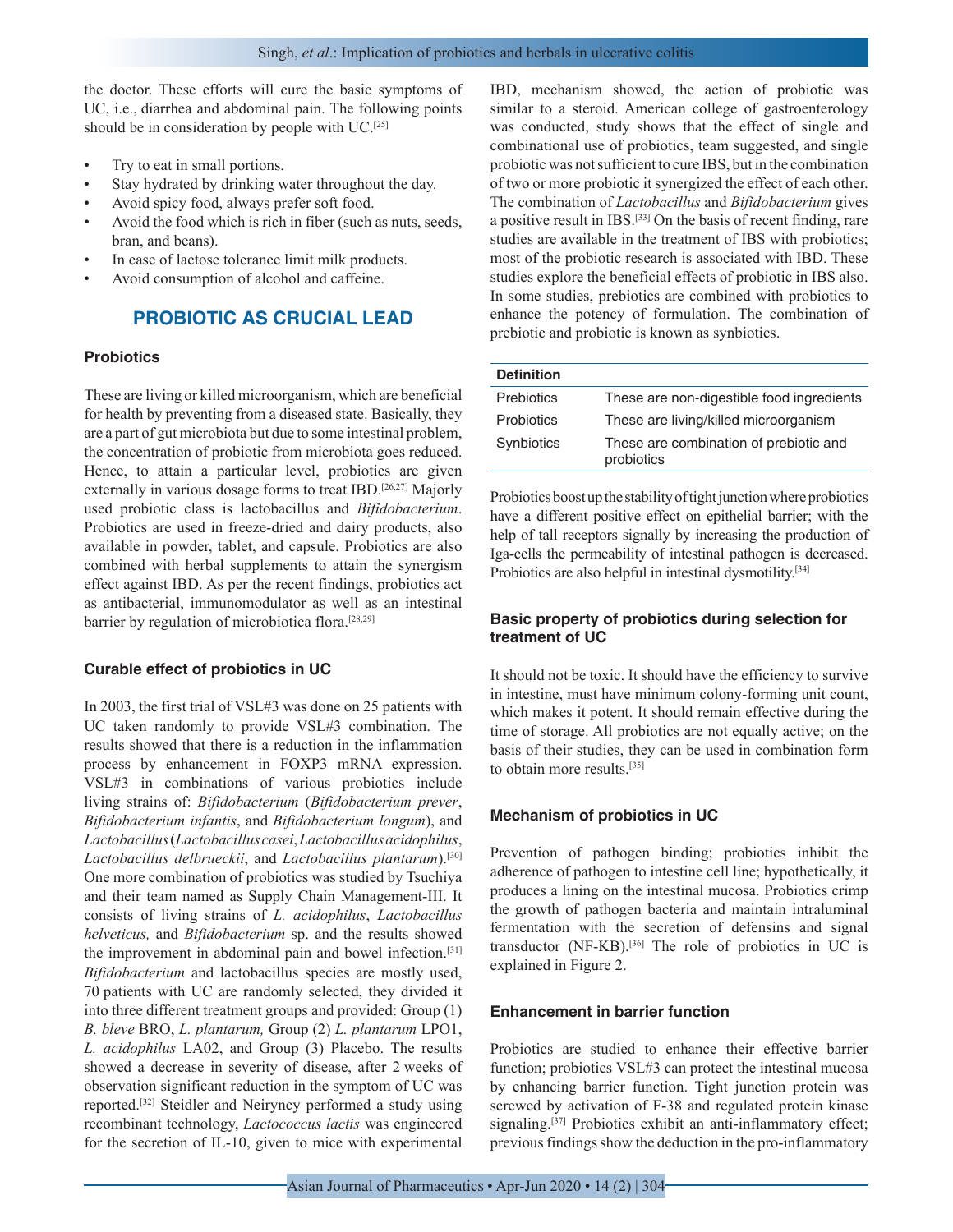the doctor. These efforts will cure the basic symptoms of UC, i.e., diarrhea and abdominal pain. The following points should be in consideration by people with UC.[25]

- Try to eat in small portions.
- Stay hydrated by drinking water throughout the day.
- Avoid spicy food, always prefer soft food.
- Avoid the food which is rich in fiber (such as nuts, seeds, bran, and beans).
- In case of lactose tolerance limit milk products.
- Avoid consumption of alcohol and caffeine.

## PROBIOTIC AS CRUCIAL LEAD

### Probiotics

These are living or killed microorganism, which are beneficial for health by preventing from a diseased state. Basically, they are a part of gut microbiota but due to some intestinal problem, the concentration of probiotic from microbiota goes reduced. Hence, to attain a particular level, probiotics are given externally in various dosage forms to treat IBD.[26,27] Majorly used probiotic class is lactobacillus and *Bifidobacterium*. Probiotics are used in freeze-dried and dairy products, also available in powder, tablet, and capsule. Probiotics are also combined with herbal supplements to attain the synergism effect against IBD. As per the recent findings, probiotics act as antibacterial, immunomodulator as well as an intestinal barrier by regulation of microbiotica flora.[28,29]

### Curable effect of probiotics in UC

In 2003, the first trial of VSL#3 was done on 25 patients with UC taken randomly to provide VSL#3 combination. The results showed that there is a reduction in the inflammation process by enhancement in FOXP3 mRNA expression. VSL#3 in combinations of various probiotics include living strains of: *Bifidobacterium* (*Bifidobacterium prever*, *Bifidobacterium infantis*, and *Bifidobacterium longum*), and *Lactobacillus* (*Lactobacillus casei*, *Lactobacillus acidophilus*, *Lactobacillus delbrueckii*, and *Lactobacillus plantarum*).[30] One more combination of probiotics was studied by Tsuchiya and their team named as Supply Chain Management-III. It consists of living strains of *L. acidophilus*, *Lactobacillus helveticus,* and *Bifidobacterium* sp. and the results showed the improvement in abdominal pain and bowel infection.[31] *Bifidobacterium* and lactobacillus species are mostly used, 70 patients with UC are randomly selected, they divided it into three different treatment groups and provided: Group (1) *B. bleve* BRO, *L. plantarum,* Group (2) *L. plantarum* LPO1, *L. acidophilus* LA02, and Group (3) Placebo. The results showed a decrease in severity of disease, after 2 weeks of observation significant reduction in the symptom of UC was reported.[32] Steidler and Neiryncy performed a study using recombinant technology, *Lactococcus lactis* was engineered for the secretion of IL-10, given to mice with experimental IBD, mechanism showed, the action of probiotic was similar to a steroid. American college of gastroenterology was conducted, study shows that the effect of single and combinational use of probiotics, team suggested, and single probiotic was not sufficient to cure IBS, but in the combination of two or more probiotic it synergized the effect of each other. The combination of *Lactobacillus* and *Bifidobacterium* gives a positive result in IBS.[33] On the basis of recent finding, rare studies are available in the treatment of IBS with probiotics; most of the probiotic research is associated with IBD. These studies explore the beneficial effects of probiotic in IBS also. In some studies, prebiotics are combined with probiotics to enhance the potency of formulation. The combination of prebiotic and probiotic is known as synbiotics.

| Definition | |
|---|---|
| Prebiotics | These are non-digestible food ingredients |
| Probiotics | These are living/killed microorganism |
| Synbiotics | These are combination of prebiotic and probiotics |

Probiotics boost up the stability of tight junction where probiotics have a different positive effect on epithelial barrier; with the help of tall receptors signally by increasing the production of Iga-cells the permeability of intestinal pathogen is decreased. Probiotics are also helpful in intestinal dysmotility.[34]

### Basic property of probiotics during selection for treatment of UC

It should not be toxic. It should have the efficiency to survive in intestine, must have minimum colony-forming unit count, which makes it potent. It should remain effective during the time of storage. All probiotics are not equally active; on the basis of their studies, they can be used in combination form to obtain more results.[35]

### Mechanism of probiotics in UC

Prevention of pathogen binding; probiotics inhibit the adherence of pathogen to intestine cell line; hypothetically, it produces a lining on the intestinal mucosa. Probiotics crimp the growth of pathogen bacteria and maintain intraluminal fermentation with the secretion of defensins and signal transductor (NF-KB).[36] The role of probiotics in UC is explained in Figure 2.

### Enhancement in barrier function

Probiotics are studied to enhance their effective barrier function; probiotics VSL#3 can protect the intestinal mucosa by enhancing barrier function. Tight junction protein was screwed by activation of F-38 and regulated protein kinase signaling.[37] Probiotics exhibit an anti-inflammatory effect; previous findings show the deduction in the pro-inflammatory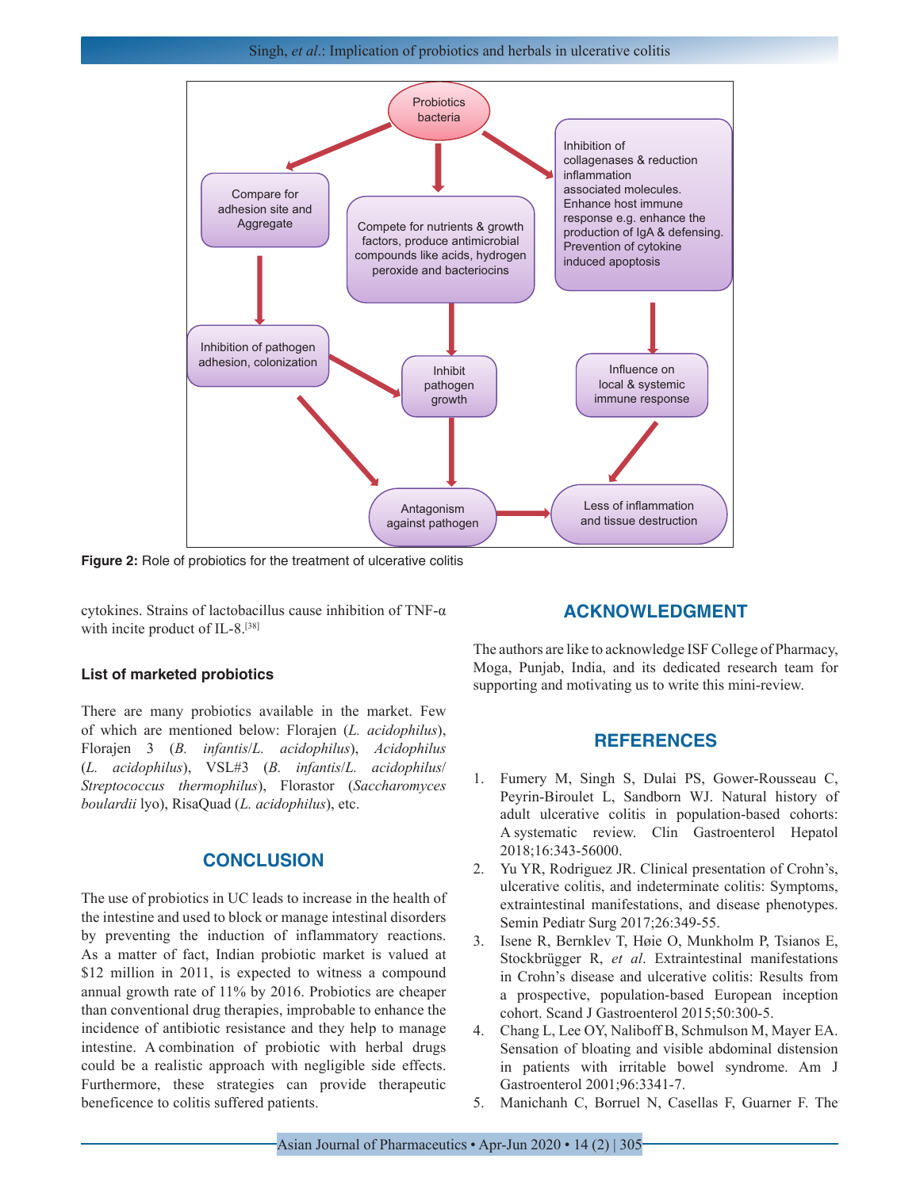Figure 2: Role of probiotics for the treatment of ulcerative colitis

cytokines. Strains of lactobacillus cause inhibition of TNF-α with incite product of IL-8.[38]

### List of marketed probiotics

There are many probiotics available in the market. Few of which are mentioned below: Florajen (*L. acidophilus*), Florajen 3 (*B. infantis*/*L. acidophilus*), *Acidophilus* (*L. acidophilus*), VSL#3 (*B. infantis*/*L. acidophilus*/ *Streptococcus thermophilus*), Florastor (*Saccharomyces boulardii* lyo), RisaQuad (*L. acidophilus*), etc.

## CONCLUSION

The use of probiotics in UC leads to increase in the health of the intestine and used to block or manage intestinal disorders by preventing the induction of inflammatory reactions. As a matter of fact, Indian probiotic market is valued at $12 million in 2011, is expected to witness a compound annual growth rate of 11% by 2016. Probiotics are cheaper than conventional drug therapies, improbable to enhance the incidence of antibiotic resistance and they help to manage intestine. A combination of probiotic with herbal drugs could be a realistic approach with negligible side effects. Furthermore, these strategies can provide therapeutic beneficence to colitis suffered patients.

## ACKNOWLEDGMENT

The authors are like to acknowledge ISF College of Pharmacy, Moga, Punjab, India, and its dedicated research team for supporting and motivating us to write this mini-review.

## REFERENCES

1. Fumery M, Singh S, Dulai PS, Gower-Rousseau C, Peyrin-Biroulet L, Sandborn WJ. Natural history of adult ulcerative colitis in population-based cohorts: A systematic review. Clin Gastroenterol Hepatol 2018;16:343-56000.
2. Yu YR, Rodriguez JR. Clinical presentation of Crohn's, ulcerative colitis, and indeterminate colitis: Symptoms, extraintestinal manifestations, and disease phenotypes. Semin Pediatr Surg 2017;26:349-55.
3. Isene R, Bernklev T, Høie O, Munkholm P, Tsianos E, Stockbrügger R, *et al*. Extraintestinal manifestations in Crohn's disease and ulcerative colitis: Results from a prospective, population-based European inception cohort. Scand J Gastroenterol 2015;50:300-5.
4. Chang L, Lee OY, Naliboff B, Schmulson M, Mayer EA. Sensation of bloating and visible abdominal distension in patients with irritable bowel syndrome. Am J Gastroenterol 2001;96:3341-7.
5. Manichanh C, Borruel N, Casellas F, Guarner F. The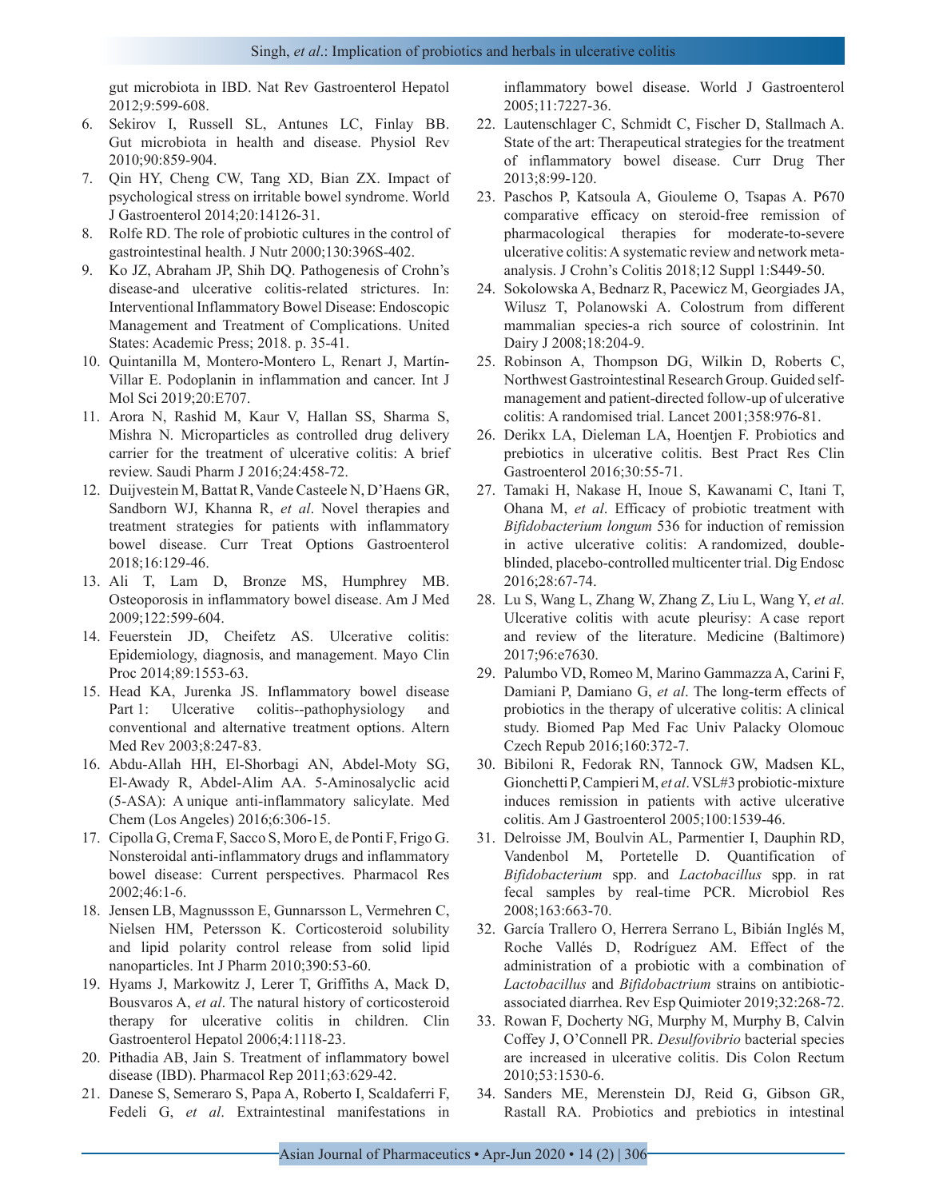gut microbiota in IBD. Nat Rev Gastroenterol Hepatol 2012;9:599-608.

6. Sekirov I, Russell SL, Antunes LC, Finlay BB. Gut microbiota in health and disease. Physiol Rev 2010;90:859-904.
7. Qin HY, Cheng CW, Tang XD, Bian ZX. Impact of psychological stress on irritable bowel syndrome. World J Gastroenterol 2014;20:14126-31.
8. Rolfe RD. The role of probiotic cultures in the control of gastrointestinal health. J Nutr 2000;130:396S-402.
9. Ko JZ, Abraham JP, Shih DQ. Pathogenesis of Crohn's disease-and ulcerative colitis-related strictures. In: Interventional Inflammatory Bowel Disease: Endoscopic Management and Treatment of Complications. United States: Academic Press; 2018. p. 35-41.
10. Quintanilla M, Montero-Montero L, Renart J, Martín-Villar E. Podoplanin in inflammation and cancer. Int J Mol Sci 2019;20:E707.
11. Arora N, Rashid M, Kaur V, Hallan SS, Sharma S, Mishra N. Microparticles as controlled drug delivery carrier for the treatment of ulcerative colitis: A brief review. Saudi Pharm J 2016;24:458-72.
12. Duijvestein M, Battat R, Vande Casteele N, D'Haens GR, Sandborn WJ, Khanna R, *et al*. Novel therapies and treatment strategies for patients with inflammatory bowel disease. Curr Treat Options Gastroenterol 2018;16:129-46.
13. Ali T, Lam D, Bronze MS, Humphrey MB. Osteoporosis in inflammatory bowel disease. Am J Med 2009;122:599-604.
14. Feuerstein JD, Cheifetz AS. Ulcerative colitis: Epidemiology, diagnosis, and management. Mayo Clin Proc 2014;89:1553-63.
15. Head KA, Jurenka JS. Inflammatory bowel disease Part 1: Ulcerative colitis--pathophysiology and conventional and alternative treatment options. Altern Med Rev 2003;8:247-83.
16. Abdu-Allah HH, El-Shorbagi AN, Abdel-Moty SG, El-Awady R, Abdel-Alim AA. 5-Aminosalyclic acid (5-ASA): A unique anti-inflammatory salicylate. Med Chem (Los Angeles) 2016;6:306-15.
17. Cipolla G, Crema F, Sacco S, Moro E, de Ponti F, Frigo G. Nonsteroidal anti-inflammatory drugs and inflammatory bowel disease: Current perspectives. Pharmacol Res 2002;46:1-6.
18. Jensen LB, Magnussson E, Gunnarsson L, Vermehren C, Nielsen HM, Petersson K. Corticosteroid solubility and lipid polarity control release from solid lipid nanoparticles. Int J Pharm 2010;390:53-60.
19. Hyams J, Markowitz J, Lerer T, Griffiths A, Mack D, Bousvaros A, *et al*. The natural history of corticosteroid therapy for ulcerative colitis in children. Clin Gastroenterol Hepatol 2006;4:1118-23.
20. Pithadia AB, Jain S. Treatment of inflammatory bowel disease (IBD). Pharmacol Rep 2011;63:629-42.
21. Danese S, Semeraro S, Papa A, Roberto I, Scaldaferri F, Fedeli G, *et al*. Extraintestinal manifestations in inflammatory bowel disease. World J Gastroenterol 2005;11:7227-36.
22. Lautenschlager C, Schmidt C, Fischer D, Stallmach A. State of the art: Therapeutical strategies for the treatment of inflammatory bowel disease. Curr Drug Ther 2013;8:99-120.
23. Paschos P, Katsoula A, Giouleme O, Tsapas A. P670 comparative efficacy on steroid-free remission of pharmacological therapies for moderate-to-severe ulcerative colitis: A systematic review and network meta-analysis. J Crohn's Colitis 2018;12 Suppl 1:S449-50.
24. Sokolowska A, Bednarz R, Pacewicz M, Georgiades JA, Wilusz T, Polanowski A. Colostrum from different mammalian species-a rich source of colostrinin. Int Dairy J 2008;18:204-9.
25. Robinson A, Thompson DG, Wilkin D, Roberts C, Northwest Gastrointestinal Research Group. Guided self-management and patient-directed follow-up of ulcerative colitis: A randomised trial. Lancet 2001;358:976-81.
26. Derikx LA, Dieleman LA, Hoentjen F. Probiotics and prebiotics in ulcerative colitis. Best Pract Res Clin Gastroenterol 2016;30:55-71.
27. Tamaki H, Nakase H, Inoue S, Kawanami C, Itani T, Ohana M, *et al*. Efficacy of probiotic treatment with *Bifidobacterium longum* 536 for induction of remission in active ulcerative colitis: A randomized, double-blinded, placebo-controlled multicenter trial. Dig Endosc 2016;28:67-74.
28. Lu S, Wang L, Zhang W, Zhang Z, Liu L, Wang Y, *et al*. Ulcerative colitis with acute pleurisy: A case report and review of the literature. Medicine (Baltimore) 2017;96:e7630.
29. Palumbo VD, Romeo M, Marino Gammazza A, Carini F, Damiani P, Damiano G, *et al*. The long-term effects of probiotics in the therapy of ulcerative colitis: A clinical study. Biomed Pap Med Fac Univ Palacky Olomouc Czech Repub 2016;160:372-7.
30. Bibiloni R, Fedorak RN, Tannock GW, Madsen KL, Gionchetti P, Campieri M, *et al*. VSL#3 probiotic-mixture induces remission in patients with active ulcerative colitis. Am J Gastroenterol 2005;100:1539-46.
31. Delroisse JM, Boulvin AL, Parmentier I, Dauphin RD, Vandenbol M, Portetelle D. Quantification of *Bifidobacterium* spp. and *Lactobacillus* spp. in rat fecal samples by real-time PCR. Microbiol Res 2008;163:663-70.
32. García Trallero O, Herrera Serrano L, Bibián Inglés M, Roche Vallés D, Rodríguez AM. Effect of the administration of a probiotic with a combination of *Lactobacillus* and *Bifidobactrium* strains on antibiotic-associated diarrhea. Rev Esp Quimioter 2019;32:268-72.
33. Rowan F, Docherty NG, Murphy M, Murphy B, Calvin Coffey J, O'Connell PR. *Desulfovibrio* bacterial species are increased in ulcerative colitis. Dis Colon Rectum 2010;53:1530-6.
34. Sanders ME, Merenstein DJ, Reid G, Gibson GR, Rastall RA. Probiotics and prebiotics in intestinal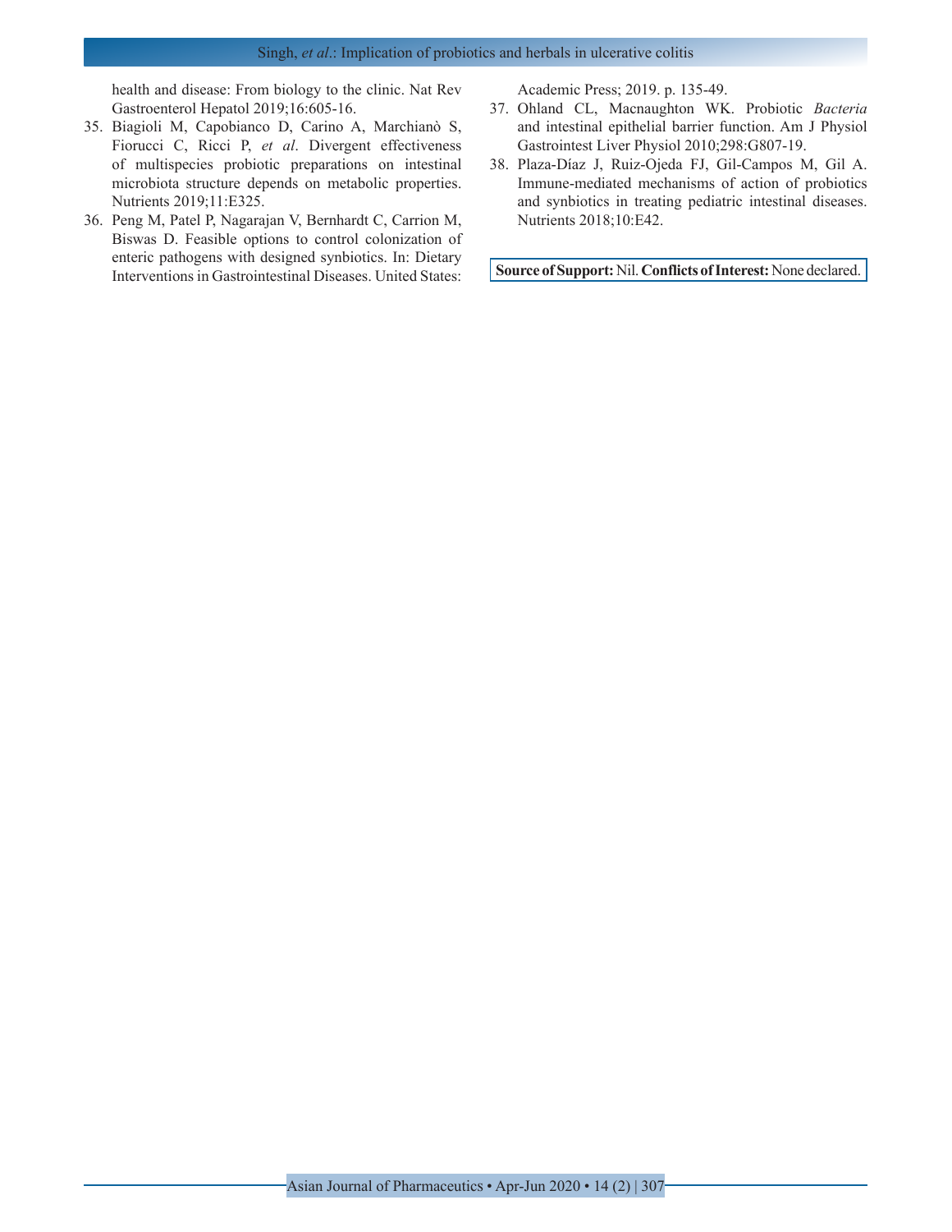health and disease: From biology to the clinic. Nat Rev Gastroenterol Hepatol 2019;16:605-16.

35. Biagioli M, Capobianco D, Carino A, Marchianò S, Fiorucci C, Ricci P, *et al*. Divergent effectiveness of multispecies probiotic preparations on intestinal microbiota structure depends on metabolic properties. Nutrients 2019;11:E325.
36. Peng M, Patel P, Nagarajan V, Bernhardt C, Carrion M, Biswas D. Feasible options to control colonization of enteric pathogens with designed synbiotics. In: Dietary Interventions in Gastrointestinal Diseases. United States: Academic Press; 2019. p. 135-49.
37. Ohland CL, Macnaughton WK. Probiotic *Bacteria* and intestinal epithelial barrier function. Am J Physiol Gastrointest Liver Physiol 2010;298:G807-19.
38. Plaza-Díaz J, Ruiz-Ojeda FJ, Gil-Campos M, Gil A. Immune-mediated mechanisms of action of probiotics and synbiotics in treating pediatric intestinal diseases. Nutrients 2018;10:E42.

**Source of Support:** Nil. **Conflicts of Interest:** None declared.